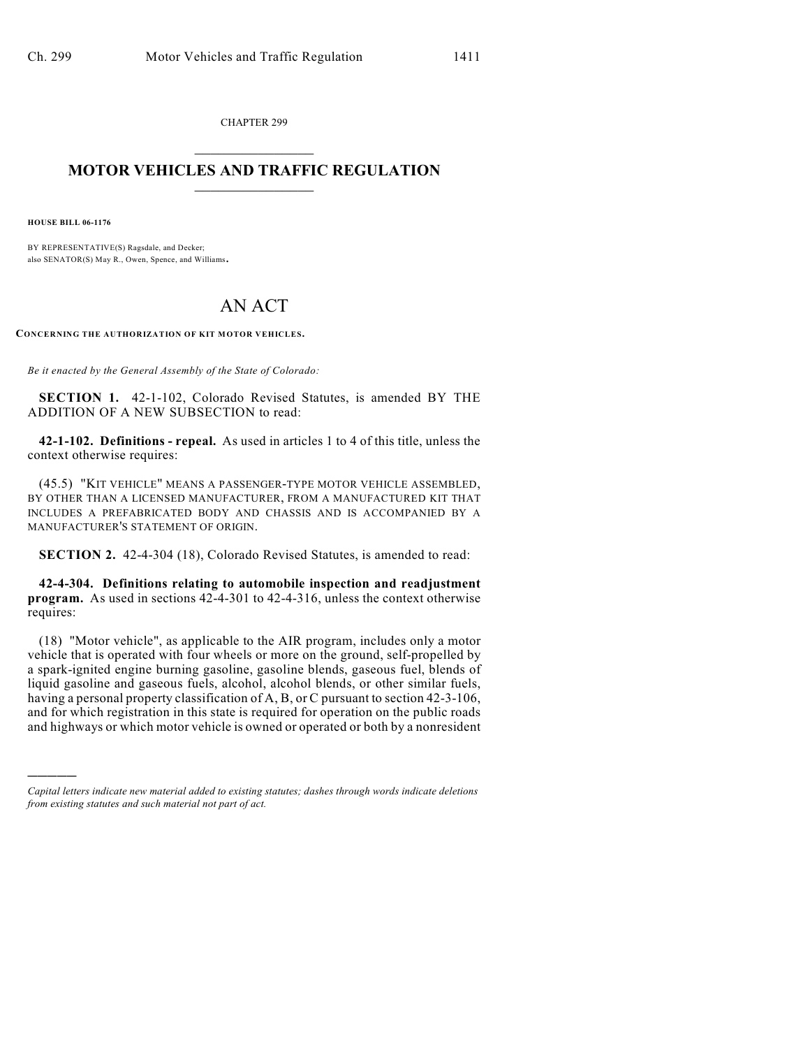CHAPTER 299

# MOTOR VEHICLES AND TRAFFIC REGULATION

**HOUSE BILL 06-1176**

BY REPRESENTATIVE(S) Ragsdale, and Decker;
also SENATOR(S) May R., Owen, Spence, and Williams.

# AN ACT

**CONCERNING THE AUTHORIZATION OF KIT MOTOR VEHICLES.**

*Be it enacted by the General Assembly of the State of Colorado:*

**SECTION 1.** 42-1-102, Colorado Revised Statutes, is amended BY THE ADDITION OF A NEW SUBSECTION to read:

**42-1-102. Definitions - repeal.** As used in articles 1 to 4 of this title, unless the context otherwise requires:

(45.5) "KIT VEHICLE" MEANS A PASSENGER-TYPE MOTOR VEHICLE ASSEMBLED, BY OTHER THAN A LICENSED MANUFACTURER, FROM A MANUFACTURED KIT THAT INCLUDES A PREFABRICATED BODY AND CHASSIS AND IS ACCOMPANIED BY A MANUFACTURER'S STATEMENT OF ORIGIN.

**SECTION 2.** 42-4-304 (18), Colorado Revised Statutes, is amended to read:

**42-4-304. Definitions relating to automobile inspection and readjustment program.** As used in sections 42-4-301 to 42-4-316, unless the context otherwise requires:

(18) "Motor vehicle", as applicable to the AIR program, includes only a motor vehicle that is operated with four wheels or more on the ground, self-propelled by a spark-ignited engine burning gasoline, gasoline blends, gaseous fuel, blends of liquid gasoline and gaseous fuels, alcohol, alcohol blends, or other similar fuels, having a personal property classification of A, B, or C pursuant to section 42-3-106, and for which registration in this state is required for operation on the public roads and highways or which motor vehicle is owned or operated or both by a nonresident

---

*Capital letters indicate new material added to existing statutes; dashes through words indicate deletions from existing statutes and such material not part of act.*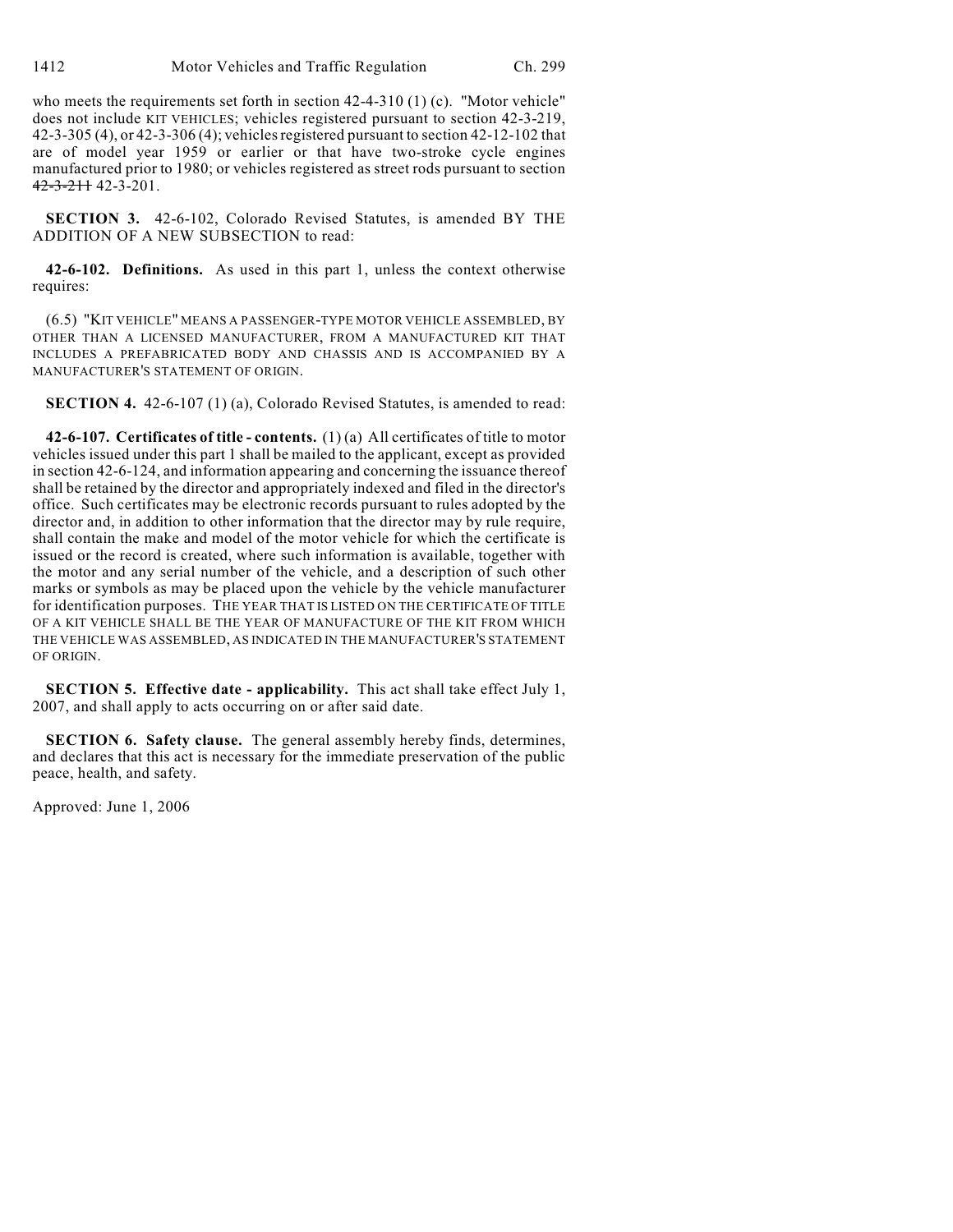who meets the requirements set forth in section 42-4-310 (1) (c). "Motor vehicle" does not include KIT VEHICLES; vehicles registered pursuant to section 42-3-219, 42-3-305 (4), or 42-3-306 (4); vehicles registered pursuant to section 42-12-102 that are of model year 1959 or earlier or that have two-stroke cycle engines manufactured prior to 1980; or vehicles registered as street rods pursuant to section ~~42-3-211~~ 42-3-201.

**SECTION 3.** 42-6-102, Colorado Revised Statutes, is amended BY THE ADDITION OF A NEW SUBSECTION to read:

**42-6-102. Definitions.** As used in this part 1, unless the context otherwise requires:

(6.5) "KIT VEHICLE" MEANS A PASSENGER-TYPE MOTOR VEHICLE ASSEMBLED, BY OTHER THAN A LICENSED MANUFACTURER, FROM A MANUFACTURED KIT THAT INCLUDES A PREFABRICATED BODY AND CHASSIS AND IS ACCOMPANIED BY A MANUFACTURER'S STATEMENT OF ORIGIN.

**SECTION 4.** 42-6-107 (1) (a), Colorado Revised Statutes, is amended to read:

**42-6-107. Certificates of title - contents.** (1) (a) All certificates of title to motor vehicles issued under this part 1 shall be mailed to the applicant, except as provided in section 42-6-124, and information appearing and concerning the issuance thereof shall be retained by the director and appropriately indexed and filed in the director's office. Such certificates may be electronic records pursuant to rules adopted by the director and, in addition to other information that the director may by rule require, shall contain the make and model of the motor vehicle for which the certificate is issued or the record is created, where such information is available, together with the motor and any serial number of the vehicle, and a description of such other marks or symbols as may be placed upon the vehicle by the vehicle manufacturer for identification purposes. THE YEAR THAT IS LISTED ON THE CERTIFICATE OF TITLE OF A KIT VEHICLE SHALL BE THE YEAR OF MANUFACTURE OF THE KIT FROM WHICH THE VEHICLE WAS ASSEMBLED, AS INDICATED IN THE MANUFACTURER'S STATEMENT OF ORIGIN.

**SECTION 5. Effective date - applicability.** This act shall take effect July 1, 2007, and shall apply to acts occurring on or after said date.

**SECTION 6. Safety clause.** The general assembly hereby finds, determines, and declares that this act is necessary for the immediate preservation of the public peace, health, and safety.

Approved: June 1, 2006